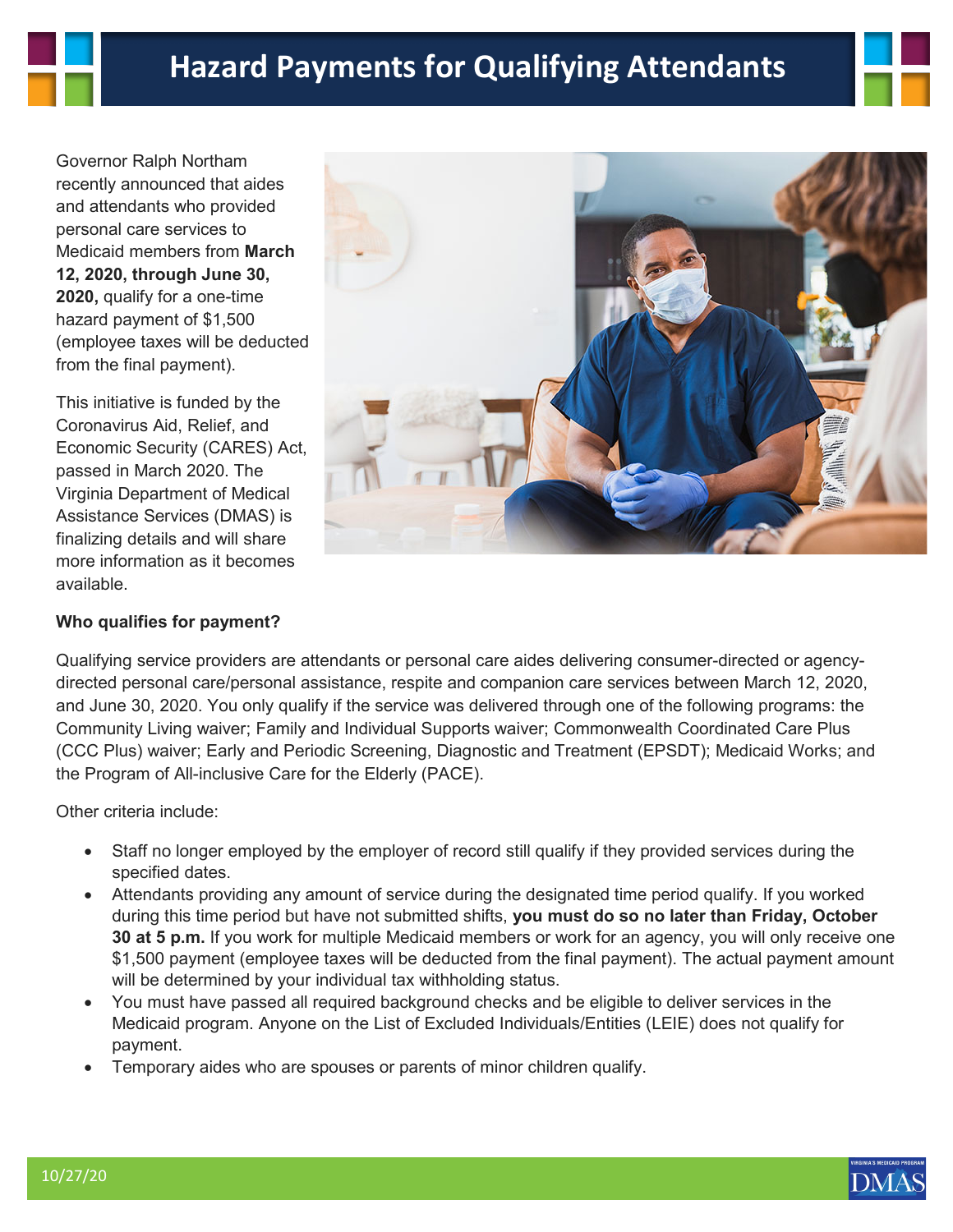# Hazard Payments for Qualifying Attendants

Governor Ralph Northam recently announced that aides and attendants who provided personal care services to Medicaid members from **March 12, 2020, through June 30, 2020,** qualify for a one-time hazard payment of $1,500 (employee taxes will be deducted from the final payment).

This initiative is funded by the Coronavirus Aid, Relief, and Economic Security (CARES) Act, passed in March 2020. The Virginia Department of Medical Assistance Services (DMAS) is finalizing details and will share more information as it becomes available.

**Who qualifies for payment?**

Qualifying service providers are attendants or personal care aides delivering consumer-directed or agency-directed personal care/personal assistance, respite and companion care services between March 12, 2020, and June 30, 2020. You only qualify if the service was delivered through one of the following programs: the Community Living waiver; Family and Individual Supports waiver; Commonwealth Coordinated Care Plus (CCC Plus) waiver; Early and Periodic Screening, Diagnostic and Treatment (EPSDT); Medicaid Works; and the Program of All-inclusive Care for the Elderly (PACE).

Other criteria include:

- Staff no longer employed by the employer of record still qualify if they provided services during the specified dates.
- Attendants providing any amount of service during the designated time period qualify. If you worked during this time period but have not submitted shifts, **you must do so no later than Friday, October 30 at 5 p.m.** If you work for multiple Medicaid members or work for an agency, you will only receive one $1,500 payment (employee taxes will be deducted from the final payment). The actual payment amount will be determined by your individual tax withholding status.
- You must have passed all required background checks and be eligible to deliver services in the Medicaid program. Anyone on the List of Excluded Individuals/Entities (LEIE) does not qualify for payment.
- Temporary aides who are spouses or parents of minor children qualify.

10/27/20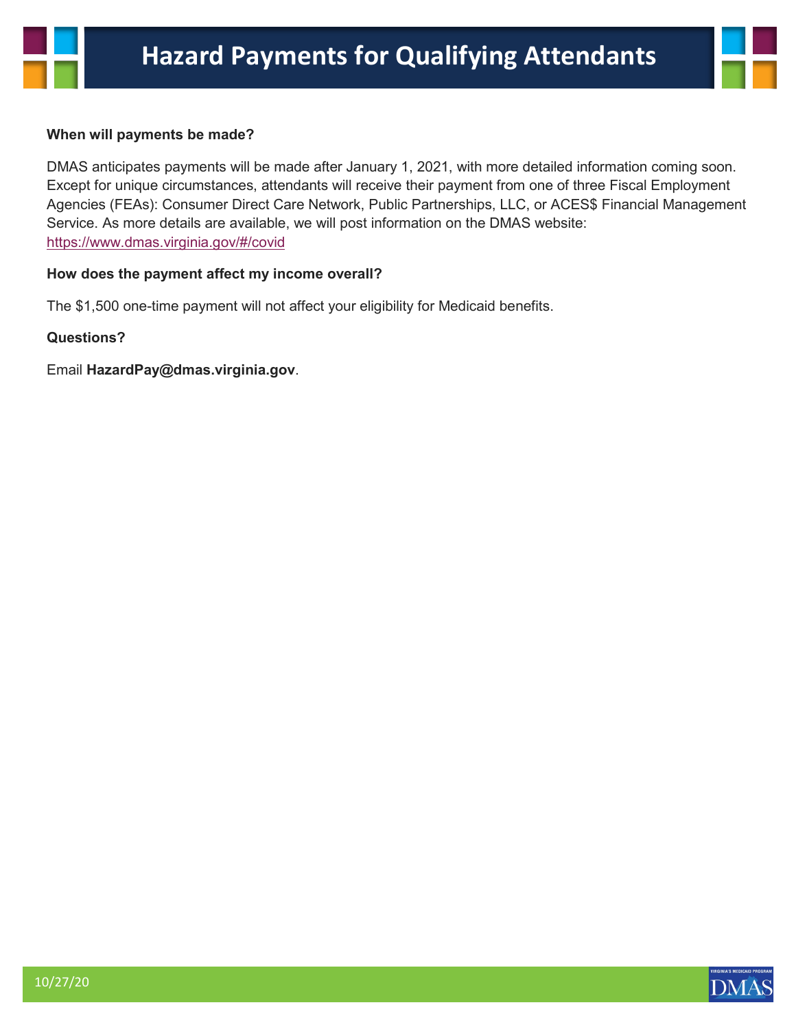# Hazard Payments for Qualifying Attendants

**When will payments be made?**

DMAS anticipates payments will be made after January 1, 2021, with more detailed information coming soon. Except for unique circumstances, attendants will receive their payment from one of three Fiscal Employment Agencies (FEAs): Consumer Direct Care Network, Public Partnerships, LLC, or ACES$ Financial Management Service. As more details are available, we will post information on the DMAS website: https://www.dmas.virginia.gov/#/covid

**How does the payment affect my income overall?**

The $1,500 one-time payment will not affect your eligibility for Medicaid benefits.

**Questions?**

Email **HazardPay@dmas.virginia.gov**.

10/27/20